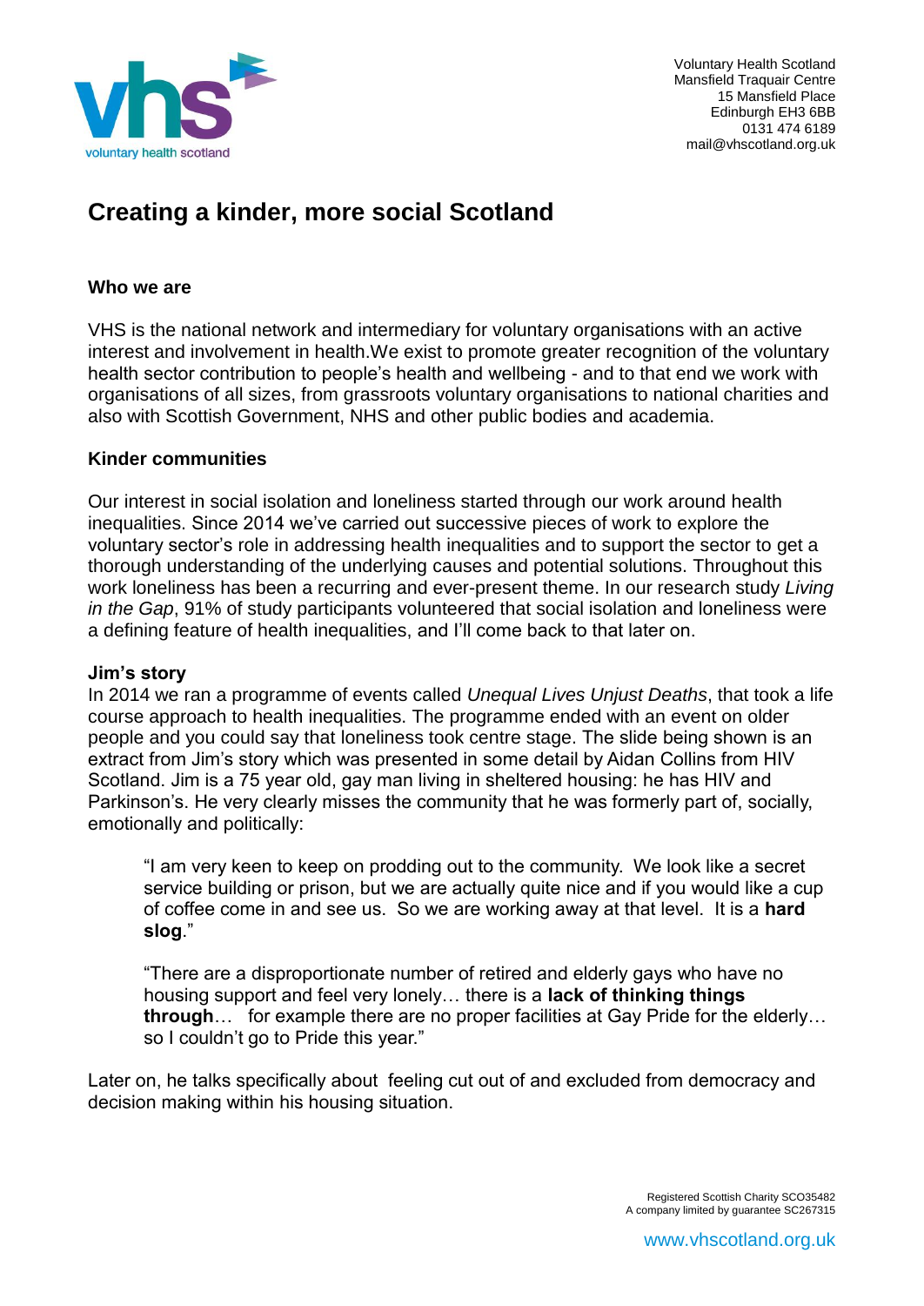Voluntary Health Scotland
Mansfield Traquair Centre
15 Mansfield Place
Edinburgh EH3 6BB
0131 474 6189
mail@vhscotland.org.uk

# Creating a kinder, more social Scotland

### Who we are

VHS is the national network and intermediary for voluntary organisations with an active interest and involvement in health.We exist to promote greater recognition of the voluntary health sector contribution to people's health and wellbeing - and to that end we work with organisations of all sizes, from grassroots voluntary organisations to national charities and also with Scottish Government, NHS and other public bodies and academia.

### Kinder communities

Our interest in social isolation and loneliness started through our work around health inequalities. Since 2014 we've carried out successive pieces of work to explore the voluntary sector's role in addressing health inequalities and to support the sector to get a thorough understanding of the underlying causes and potential solutions. Throughout this work loneliness has been a recurring and ever-present theme. In our research study *Living in the Gap*, 91% of study participants volunteered that social isolation and loneliness were a defining feature of health inequalities, and I'll come back to that later on.

### Jim's story

In 2014 we ran a programme of events called *Unequal Lives Unjust Deaths*, that took a life course approach to health inequalities. The programme ended with an event on older people and you could say that loneliness took centre stage. The slide being shown is an extract from Jim's story which was presented in some detail by Aidan Collins from HIV Scotland. Jim is a 75 year old, gay man living in sheltered housing: he has HIV and Parkinson's. He very clearly misses the community that he was formerly part of, socially, emotionally and politically:

> "I am very keen to keep on prodding out to the community. We look like a secret service building or prison, but we are actually quite nice and if you would like a cup of coffee come in and see us. So we are working away at that level. It is a **hard slog**."
>
> "There are a disproportionate number of retired and elderly gays who have no housing support and feel very lonely… there is a **lack of thinking things through**… for example there are no proper facilities at Gay Pride for the elderly… so I couldn't go to Pride this year."

Later on, he talks specifically about feeling cut out of and excluded from democracy and decision making within his housing situation.

Registered Scottish Charity SCO35482
A company limited by guarantee SC267315

www.vhscotland.org.uk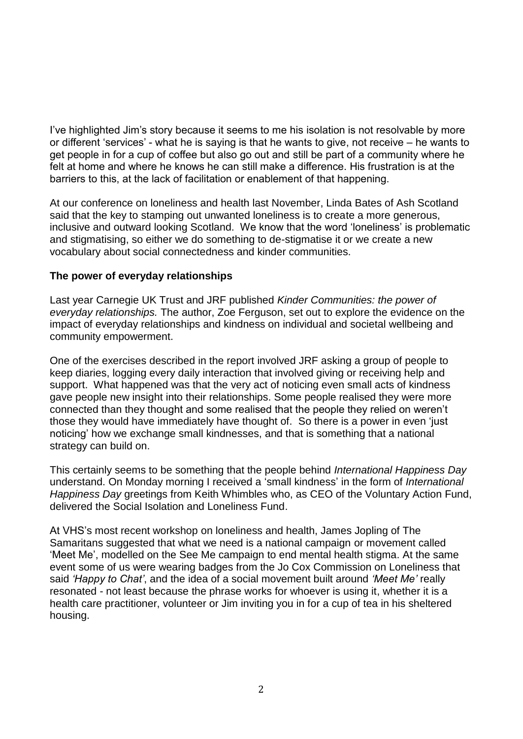I've highlighted Jim's story because it seems to me his isolation is not resolvable by more or different 'services' - what he is saying is that he wants to give, not receive – he wants to get people in for a cup of coffee but also go out and still be part of a community where he felt at home and where he knows he can still make a difference. His frustration is at the barriers to this, at the lack of facilitation or enablement of that happening.

At our conference on loneliness and health last November, Linda Bates of Ash Scotland said that the key to stamping out unwanted loneliness is to create a more generous, inclusive and outward looking Scotland. We know that the word 'loneliness' is problematic and stigmatising, so either we do something to de-stigmatise it or we create a new vocabulary about social connectedness and kinder communities.

**The power of everyday relationships**

Last year Carnegie UK Trust and JRF published *Kinder Communities: the power of everyday relationships.* The author, Zoe Ferguson, set out to explore the evidence on the impact of everyday relationships and kindness on individual and societal wellbeing and community empowerment.

One of the exercises described in the report involved JRF asking a group of people to keep diaries, logging every daily interaction that involved giving or receiving help and support. What happened was that the very act of noticing even small acts of kindness gave people new insight into their relationships. Some people realised they were more connected than they thought and some realised that the people they relied on weren't those they would have immediately have thought of. So there is a power in even 'just noticing' how we exchange small kindnesses, and that is something that a national strategy can build on.

This certainly seems to be something that the people behind *International Happiness Day* understand. On Monday morning I received a 'small kindness' in the form of *International Happiness Day* greetings from Keith Whimbles who, as CEO of the Voluntary Action Fund, delivered the Social Isolation and Loneliness Fund.

At VHS's most recent workshop on loneliness and health, James Jopling of The Samaritans suggested that what we need is a national campaign or movement called 'Meet Me', modelled on the See Me campaign to end mental health stigma. At the same event some of us were wearing badges from the Jo Cox Commission on Loneliness that said *'Happy to Chat'*, and the idea of a social movement built around *'Meet Me'* really resonated - not least because the phrase works for whoever is using it, whether it is a health care practitioner, volunteer or Jim inviting you in for a cup of tea in his sheltered housing.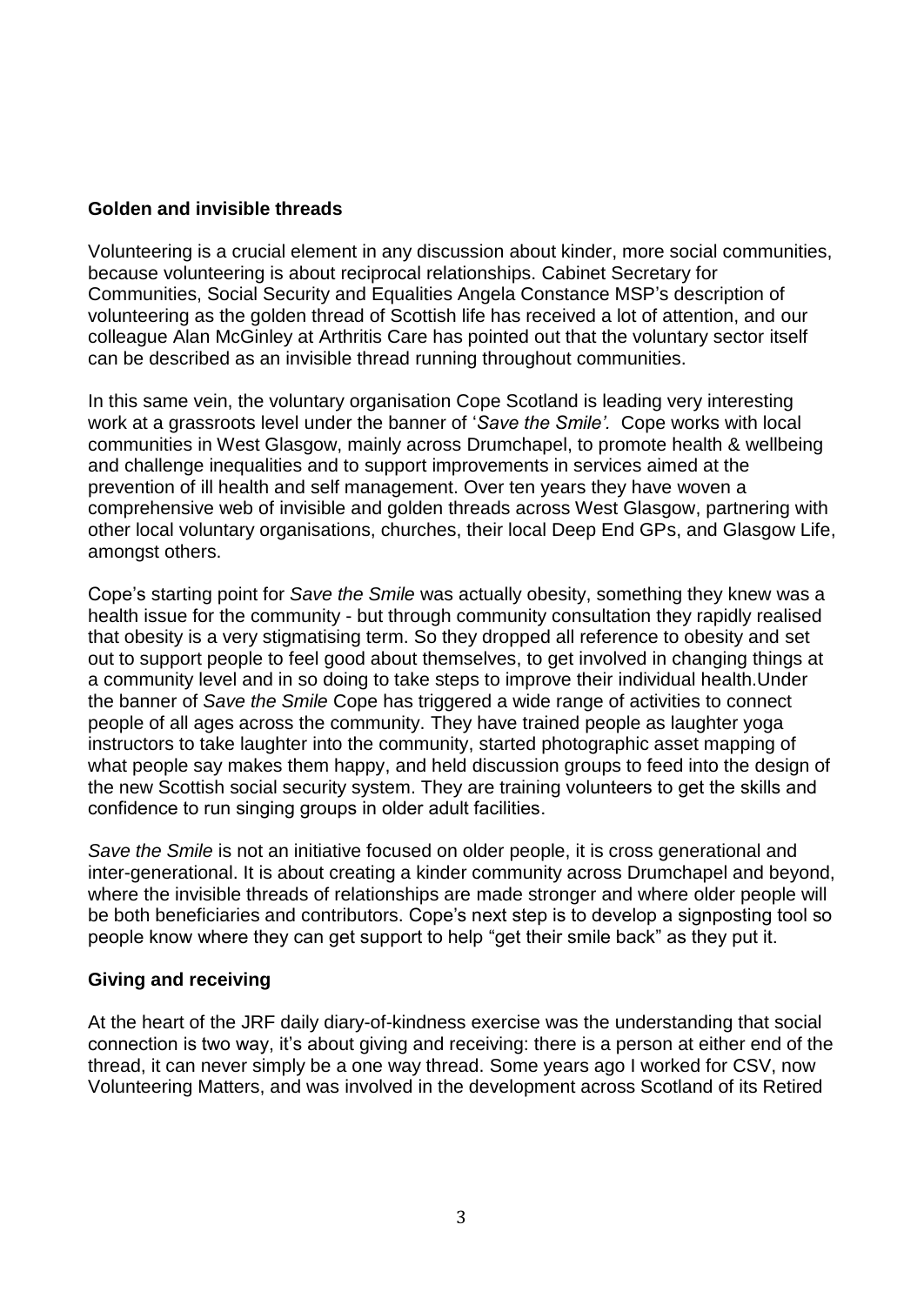**Golden and invisible threads**

Volunteering is a crucial element in any discussion about kinder, more social communities, because volunteering is about reciprocal relationships. Cabinet Secretary for Communities, Social Security and Equalities Angela Constance MSP's description of volunteering as the golden thread of Scottish life has received a lot of attention, and our colleague Alan McGinley at Arthritis Care has pointed out that the voluntary sector itself can be described as an invisible thread running throughout communities.

In this same vein, the voluntary organisation Cope Scotland is leading very interesting work at a grassroots level under the banner of '*Save the Smile'.* Cope works with local communities in West Glasgow, mainly across Drumchapel, to promote health & wellbeing and challenge inequalities and to support improvements in services aimed at the prevention of ill health and self management. Over ten years they have woven a comprehensive web of invisible and golden threads across West Glasgow, partnering with other local voluntary organisations, churches, their local Deep End GPs, and Glasgow Life, amongst others.

Cope's starting point for *Save the Smile* was actually obesity, something they knew was a health issue for the community - but through community consultation they rapidly realised that obesity is a very stigmatising term. So they dropped all reference to obesity and set out to support people to feel good about themselves, to get involved in changing things at a community level and in so doing to take steps to improve their individual health.Under the banner of *Save the Smile* Cope has triggered a wide range of activities to connect people of all ages across the community. They have trained people as laughter yoga instructors to take laughter into the community, started photographic asset mapping of what people say makes them happy, and held discussion groups to feed into the design of the new Scottish social security system. They are training volunteers to get the skills and confidence to run singing groups in older adult facilities.

*Save the Smile* is not an initiative focused on older people, it is cross generational and inter-generational. It is about creating a kinder community across Drumchapel and beyond, where the invisible threads of relationships are made stronger and where older people will be both beneficiaries and contributors. Cope's next step is to develop a signposting tool so people know where they can get support to help "get their smile back" as they put it.

**Giving and receiving**

At the heart of the JRF daily diary-of-kindness exercise was the understanding that social connection is two way, it's about giving and receiving: there is a person at either end of the thread, it can never simply be a one way thread. Some years ago I worked for CSV, now Volunteering Matters, and was involved in the development across Scotland of its Retired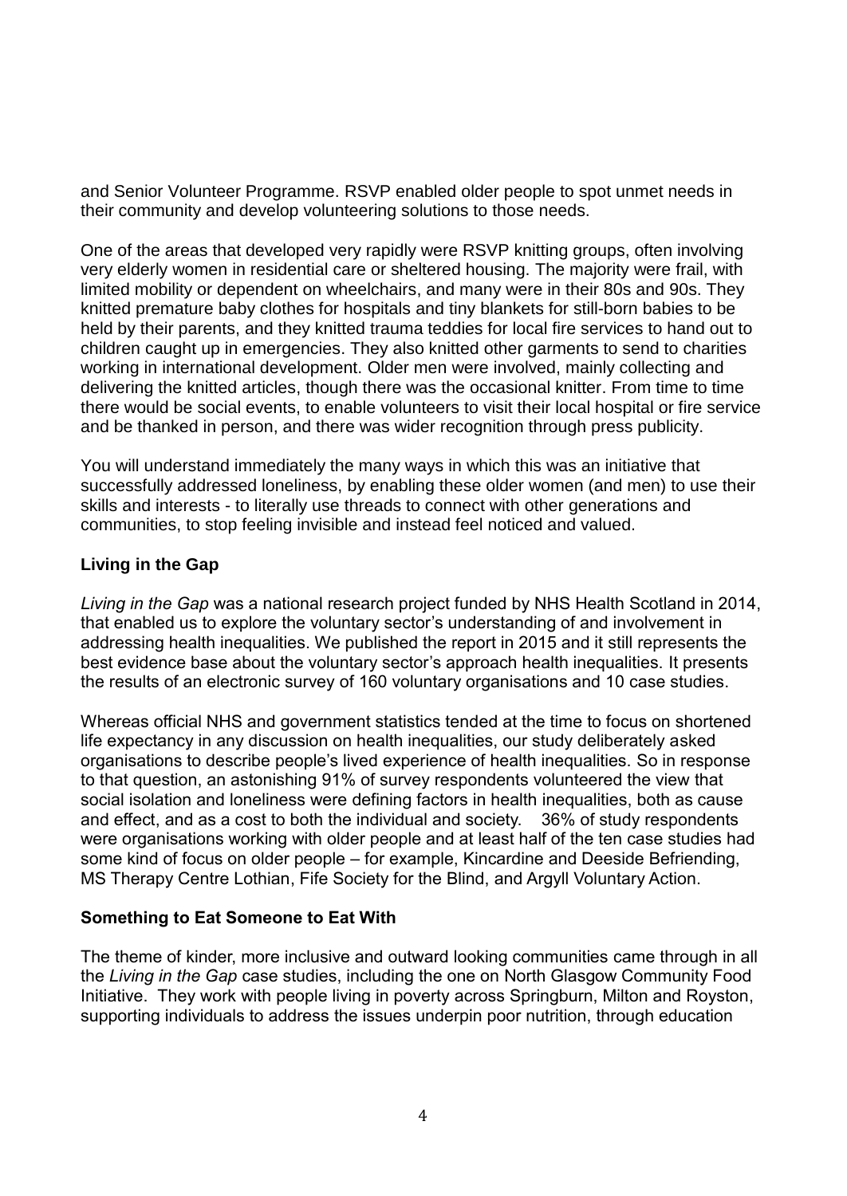and Senior Volunteer Programme. RSVP enabled older people to spot unmet needs in their community and develop volunteering solutions to those needs.

One of the areas that developed very rapidly were RSVP knitting groups, often involving very elderly women in residential care or sheltered housing. The majority were frail, with limited mobility or dependent on wheelchairs, and many were in their 80s and 90s. They knitted premature baby clothes for hospitals and tiny blankets for still-born babies to be held by their parents, and they knitted trauma teddies for local fire services to hand out to children caught up in emergencies. They also knitted other garments to send to charities working in international development. Older men were involved, mainly collecting and delivering the knitted articles, though there was the occasional knitter. From time to time there would be social events, to enable volunteers to visit their local hospital or fire service and be thanked in person, and there was wider recognition through press publicity.

You will understand immediately the many ways in which this was an initiative that successfully addressed loneliness, by enabling these older women (and men) to use their skills and interests - to literally use threads to connect with other generations and communities, to stop feeling invisible and instead feel noticed and valued.

**Living in the Gap**

*Living in the Gap* was a national research project funded by NHS Health Scotland in 2014, that enabled us to explore the voluntary sector's understanding of and involvement in addressing health inequalities. We published the report in 2015 and it still represents the best evidence base about the voluntary sector's approach health inequalities. It presents the results of an electronic survey of 160 voluntary organisations and 10 case studies.

Whereas official NHS and government statistics tended at the time to focus on shortened life expectancy in any discussion on health inequalities, our study deliberately asked organisations to describe people's lived experience of health inequalities. So in response to that question, an astonishing 91% of survey respondents volunteered the view that social isolation and loneliness were defining factors in health inequalities, both as cause and effect, and as a cost to both the individual and society. 36% of study respondents were organisations working with older people and at least half of the ten case studies had some kind of focus on older people – for example, Kincardine and Deeside Befriending, MS Therapy Centre Lothian, Fife Society for the Blind, and Argyll Voluntary Action.

**Something to Eat Someone to Eat With**

The theme of kinder, more inclusive and outward looking communities came through in all the *Living in the Gap* case studies, including the one on North Glasgow Community Food Initiative. They work with people living in poverty across Springburn, Milton and Royston, supporting individuals to address the issues underpin poor nutrition, through education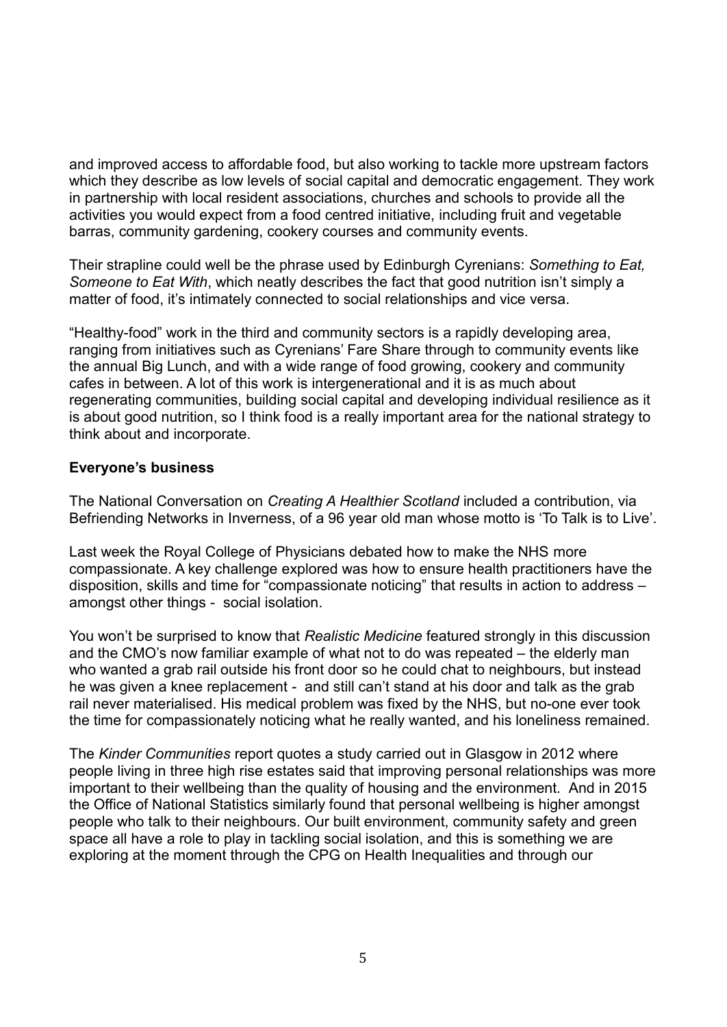and improved access to affordable food, but also working to tackle more upstream factors which they describe as low levels of social capital and democratic engagement. They work in partnership with local resident associations, churches and schools to provide all the activities you would expect from a food centred initiative, including fruit and vegetable barras, community gardening, cookery courses and community events.

Their strapline could well be the phrase used by Edinburgh Cyrenians: *Something to Eat, Someone to Eat With*, which neatly describes the fact that good nutrition isn't simply a matter of food, it's intimately connected to social relationships and vice versa.

"Healthy-food" work in the third and community sectors is a rapidly developing area, ranging from initiatives such as Cyrenians' Fare Share through to community events like the annual Big Lunch, and with a wide range of food growing, cookery and community cafes in between. A lot of this work is intergenerational and it is as much about regenerating communities, building social capital and developing individual resilience as it is about good nutrition, so I think food is a really important area for the national strategy to think about and incorporate.

**Everyone's business**

The National Conversation on *Creating A Healthier Scotland* included a contribution, via Befriending Networks in Inverness, of a 96 year old man whose motto is 'To Talk is to Live'.

Last week the Royal College of Physicians debated how to make the NHS more compassionate. A key challenge explored was how to ensure health practitioners have the disposition, skills and time for "compassionate noticing" that results in action to address – amongst other things - social isolation.

You won't be surprised to know that *Realistic Medicine* featured strongly in this discussion and the CMO's now familiar example of what not to do was repeated – the elderly man who wanted a grab rail outside his front door so he could chat to neighbours, but instead he was given a knee replacement - and still can't stand at his door and talk as the grab rail never materialised. His medical problem was fixed by the NHS, but no-one ever took the time for compassionately noticing what he really wanted, and his loneliness remained.

The *Kinder Communities* report quotes a study carried out in Glasgow in 2012 where people living in three high rise estates said that improving personal relationships was more important to their wellbeing than the quality of housing and the environment. And in 2015 the Office of National Statistics similarly found that personal wellbeing is higher amongst people who talk to their neighbours. Our built environment, community safety and green space all have a role to play in tackling social isolation, and this is something we are exploring at the moment through the CPG on Health Inequalities and through our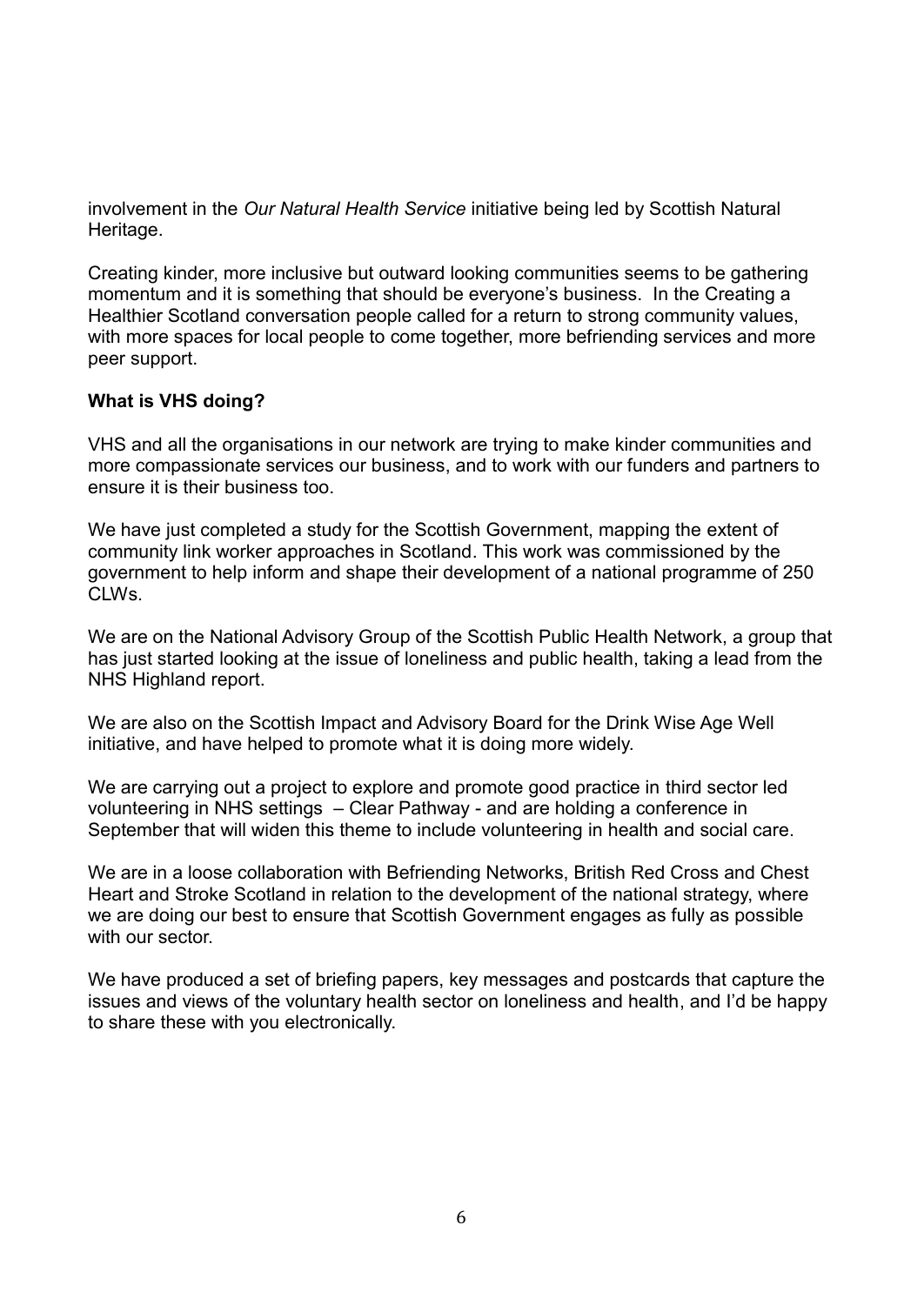involvement in the *Our Natural Health Service* initiative being led by Scottish Natural Heritage.

Creating kinder, more inclusive but outward looking communities seems to be gathering momentum and it is something that should be everyone's business. In the Creating a Healthier Scotland conversation people called for a return to strong community values, with more spaces for local people to come together, more befriending services and more peer support.

**What is VHS doing?**

VHS and all the organisations in our network are trying to make kinder communities and more compassionate services our business, and to work with our funders and partners to ensure it is their business too.

We have just completed a study for the Scottish Government, mapping the extent of community link worker approaches in Scotland. This work was commissioned by the government to help inform and shape their development of a national programme of 250 CLWs.

We are on the National Advisory Group of the Scottish Public Health Network, a group that has just started looking at the issue of loneliness and public health, taking a lead from the NHS Highland report.

We are also on the Scottish Impact and Advisory Board for the Drink Wise Age Well initiative, and have helped to promote what it is doing more widely.

We are carrying out a project to explore and promote good practice in third sector led volunteering in NHS settings – Clear Pathway - and are holding a conference in September that will widen this theme to include volunteering in health and social care.

We are in a loose collaboration with Befriending Networks, British Red Cross and Chest Heart and Stroke Scotland in relation to the development of the national strategy, where we are doing our best to ensure that Scottish Government engages as fully as possible with our sector.

We have produced a set of briefing papers, key messages and postcards that capture the issues and views of the voluntary health sector on loneliness and health, and I'd be happy to share these with you electronically.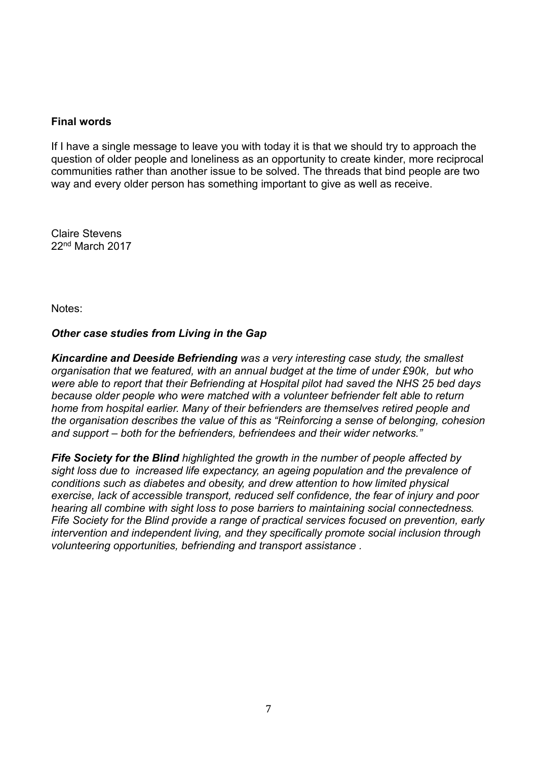**Final words**

If I have a single message to leave you with today it is that we should try to approach the question of older people and loneliness as an opportunity to create kinder, more reciprocal communities rather than another issue to be solved. The threads that bind people are two way and every older person has something important to give as well as receive.

Claire Stevens
22nd March 2017

Notes:

***Other case studies from Living in the Gap***

***Kincardine and Deeside Befriending*** *was a very interesting case study, the smallest organisation that we featured, with an annual budget at the time of under £90k, but who were able to report that their Befriending at Hospital pilot had saved the NHS 25 bed days because older people who were matched with a volunteer befriender felt able to return home from hospital earlier. Many of their befrienders are themselves retired people and the organisation describes the value of this as "Reinforcing a sense of belonging, cohesion and support – both for the befrienders, befriendees and their wider networks."*

***Fife Society for the Blind*** *highlighted the growth in the number of people affected by sight loss due to increased life expectancy, an ageing population and the prevalence of conditions such as diabetes and obesity, and drew attention to how limited physical exercise, lack of accessible transport, reduced self confidence, the fear of injury and poor hearing all combine with sight loss to pose barriers to maintaining social connectedness. Fife Society for the Blind provide a range of practical services focused on prevention, early intervention and independent living, and they specifically promote social inclusion through volunteering opportunities, befriending and transport assistance .*